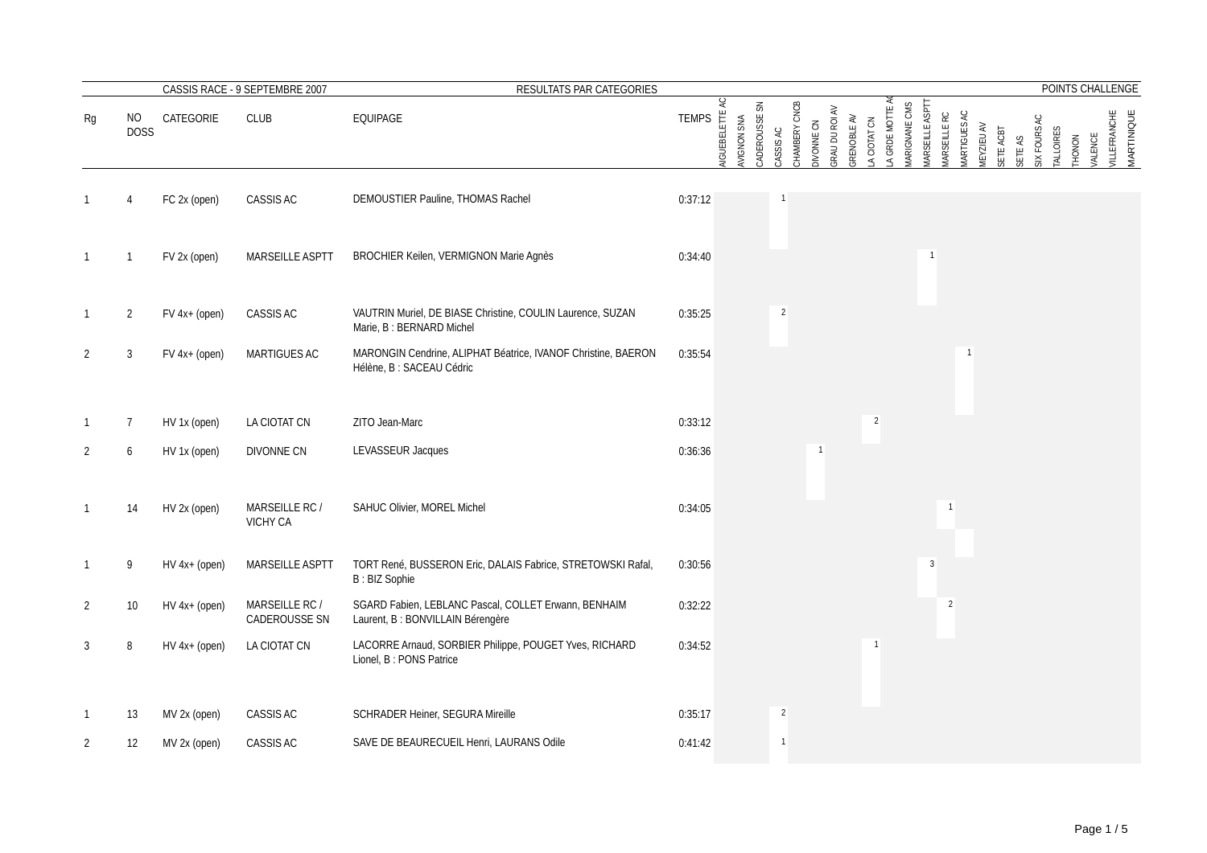CASSIS RACE - 9 SEPTEMBRE 2007 — RESULTATS PAR CATEGORIES — POINTS CHALLENGE

| Rg | NO DOSS | CATEGORIE | CLUB | EQUIPAGE | TEMPS | AIGUEBELETTE AC | AVIGNON SNA | CADEROUSSE SN | CASSIS AC | CHAMBERY CNCB | DIVONNE CN | GRAU DU ROI AV | GRENOBLE AV | LA CIOTAT CN | LA GRDE MOTTE AC | MARIGNANE CMS | MARSEILLE ASPTT | MARSEILLE RC | MARTIGUES AC | MEYZIEU AV | SETE ACBT | SETE AS | SIX FOURS AC | TALLOIRES | THONON | VALENCE | VILLEFRANCHE | MARTINIQUE |
|---|---|---|---|---|---|---|---|---|---|---|---|---|---|---|---|---|---|---|---|---|---|---|---|---|---|---|---|---|
| 1 | 4 | FC 2x (open) | CASSIS AC | DEMOUSTIER Pauline, THOMAS Rachel | 0:37:12 | | | | 1 | | | | | | | | | | | | | | | | | | | |
| 1 | 1 | FV 2x (open) | MARSEILLE ASPTT | BROCHIER Keilen, VERMIGNON Marie Agnès | 0:34:40 | | | | | | | | | | | | 1 | | | | | | | | | | | |
| 1 | 2 | FV 4x+ (open) | CASSIS AC | VAUTRIN Muriel, DE BIASE Christine, COULIN Laurence, SUZAN Marie, B : BERNARD Michel | 0:35:25 | | | | 2 | | | | | | | | | | | | | | | | | | | |
| 2 | 3 | FV 4x+ (open) | MARTIGUES AC | MARONGIN Cendrine, ALIPHAT Béatrice, IVANOF Christine, BAERON Hélène, B : SACEAU Cédric | 0:35:54 | | | | | | | | | | | | | | 1 | | | | | | | | | |
| 1 | 7 | HV 1x (open) | LA CIOTAT CN | ZITO Jean-Marc | 0:33:12 | | | | | | | | | 2 | | | | | | | | | | | | | | |
| 2 | 6 | HV 1x (open) | DIVONNE CN | LEVASSEUR Jacques | 0:36:36 | | | | | | 1 | | | | | | | | | | | | | | | | | |
| 1 | 14 | HV 2x (open) | MARSEILLE RC / VICHY CA | SAHUC Olivier, MOREL Michel | 0:34:05 | | | | | | | | | | | | | 1 | | | | | | | | | | |
| 1 | 9 | HV 4x+ (open) | MARSEILLE ASPTT | TORT René, BUSSERON Eric, DALAIS Fabrice, STRETOWSKI Rafal, B : BIZ Sophie | 0:30:56 | | | | | | | | | | | | 3 | | | | | | | | | | | |
| 2 | 10 | HV 4x+ (open) | MARSEILLE RC / CADEROUSSE SN | SGARD Fabien, LEBLANC Pascal, COLLET Erwann, BENHAIM Laurent, B : BONVILLAIN Bérengère | 0:32:22 | | | | | | | | | | | | | 2 | | | | | | | | | | |
| 3 | 8 | HV 4x+ (open) | LA CIOTAT CN | LACORRE Arnaud, SORBIER Philippe, POUGET Yves, RICHARD Lionel, B : PONS Patrice | 0:34:52 | | | | | | | | | 1 | | | | | | | | | | | | | | |
| 1 | 13 | MV 2x (open) | CASSIS AC | SCHRADER Heiner, SEGURA Mireille | 0:35:17 | | | | 2 | | | | | | | | | | | | | | | | | | | |
| 2 | 12 | MV 2x (open) | CASSIS AC | SAVE DE BEAURECUEIL Henri, LAURANS Odile | 0:41:42 | | | | 1 | | | | | | | | | | | | | | | | | | | |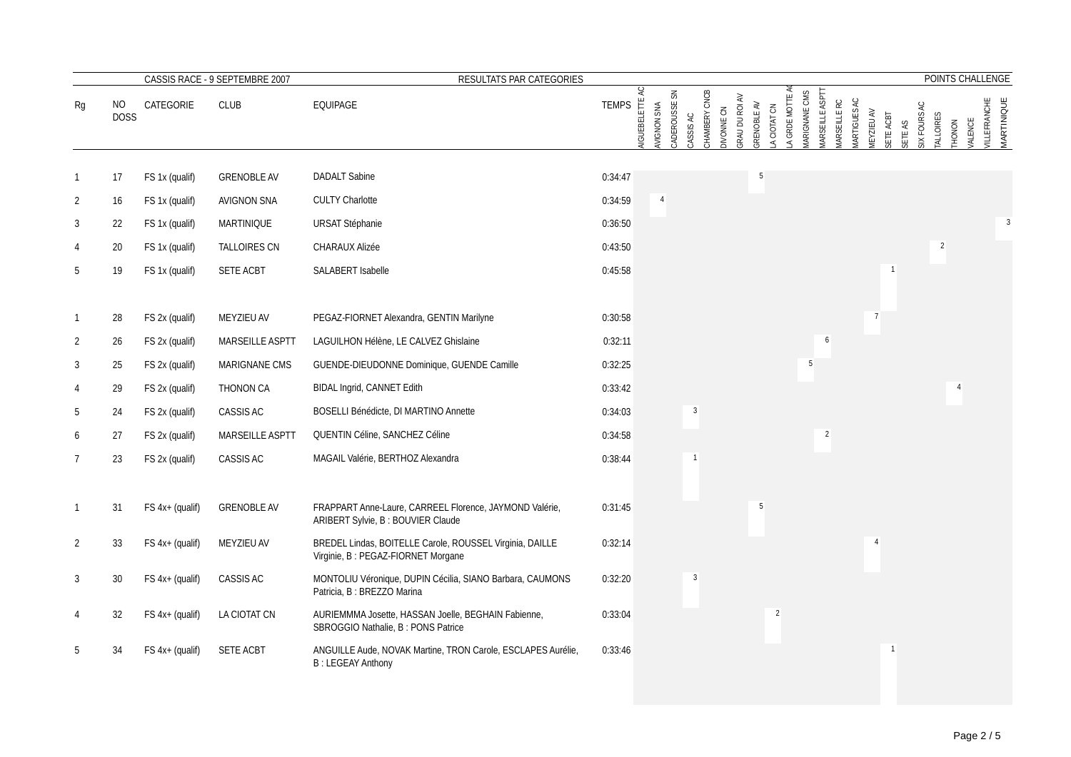CASSIS RACE - 9 SEPTEMBRE 2007 — RESULTATS PAR CATEGORIES — POINTS CHALLENGE

| Rg | NO DOSS | CATEGORIE | CLUB | EQUIPAGE | TEMPS | AIGUEBELETTE AC | AVIGNON SNA | CADEROUSSE SN | CASSIS AC | CHAMBERY CNCB | DIVONNE CN | GRAU DU ROI AV | GRENOBLE AV | LA CIOTAT CN | LA GRDE MOTTE AC | MARIGNANE CMS | MARSEILLE ASPTT | MARSEILLE RC | MARTIGUES AC | MEYZIEU AV | SETE ACBT | SETE AS | SIX FOURS AC | TALLOIRES | THONON | VALENCE | VILLEFRANCHE | MARTINIQUE |
|---|---|---|---|---|---|---|---|---|---|---|---|---|---|---|---|---|---|---|---|---|---|---|---|---|---|---|---|---|
| 1 | 17 | FS 1x (qualif) | GRENOBLE AV | DADALT Sabine | 0:34:47 | | | | | | | | 5 | | | | | | | | | | | | | | | |
| 2 | 16 | FS 1x (qualif) | AVIGNON SNA | CULTY Charlotte | 0:34:59 | | 4 | | | | | | | | | | | | | | | | | | | | | |
| 3 | 22 | FS 1x (qualif) | MARTINIQUE | URSAT Stéphanie | 0:36:50 | | | | | | | | | | | | | | | | | | | | | | | 3 |
| 4 | 20 | FS 1x (qualif) | TALLOIRES CN | CHARAUX Alizée | 0:43:50 | | | | | | | | | | | | | | | | | | | 2 | | | | |
| 5 | 19 | FS 1x (qualif) | SETE ACBT | SALABERT Isabelle | 0:45:58 | | | | | | | | | | | | | | | | 1 | | | | | | | |
| 1 | 28 | FS 2x (qualif) | MEYZIEU AV | PEGAZ-FIORNET Alexandra, GENTIN Marilyne | 0:30:58 | | | | | | | | | | | | | | | 7 | | | | | | | | |
| 2 | 26 | FS 2x (qualif) | MARSEILLE ASPTT | LAGUILHON Hélène, LE CALVEZ Ghislaine | 0:32:11 | | | | | | | | | | | | 6 | | | | | | | | | | | |
| 3 | 25 | FS 2x (qualif) | MARIGNANE CMS | GUENDE-DIEUDONNE Dominique, GUENDE Camille | 0:32:25 | | | | | | | | | | | 5 | | | | | | | | | | | | |
| 4 | 29 | FS 2x (qualif) | THONON CA | BIDAL Ingrid, CANNET Edith | 0:33:42 | | | | | | | | | | | | | | | | | | | | 4 | | | |
| 5 | 24 | FS 2x (qualif) | CASSIS AC | BOSELLI Bénédicte, DI MARTINO Annette | 0:34:03 | | | | 3 | | | | | | | | | | | | | | | | | | | |
| 6 | 27 | FS 2x (qualif) | MARSEILLE ASPTT | QUENTIN Céline, SANCHEZ Céline | 0:34:58 | | | | | | | | | | | | 2 | | | | | | | | | | | |
| 7 | 23 | FS 2x (qualif) | CASSIS AC | MAGAIL Valérie, BERTHOZ Alexandra | 0:38:44 | | | | 1 | | | | | | | | | | | | | | | | | | | |
| 1 | 31 | FS 4x+ (qualif) | GRENOBLE AV | FRAPPART Anne-Laure, CARREEL Florence, JAYMOND Valérie, ARIBERT Sylvie, B : BOUVIER Claude | 0:31:45 | | | | | | | | 5 | | | | | | | | | | | | | | | |
| 2 | 33 | FS 4x+ (qualif) | MEYZIEU AV | BREDEL Lindas, BOITELLE Carole, ROUSSEL Virginia, DAILLE Virginie, B : PEGAZ-FIORNET Morgane | 0:32:14 | | | | | | | | | | | | | | | 4 | | | | | | | | |
| 3 | 30 | FS 4x+ (qualif) | CASSIS AC | MONTOLIU Véronique, DUPIN Cécilia, SIANO Barbara, CAUMONS Patricia, B : BREZZO Marina | 0:32:20 | | | | 3 | | | | | | | | | | | | | | | | | | | |
| 4 | 32 | FS 4x+ (qualif) | LA CIOTAT CN | AURIEMMMA Josette, HASSAN Joelle, BEGHAIN Fabienne, SBROGGIO Nathalie, B : PONS Patrice | 0:33:04 | | | | | | | | | 2 | | | | | | | | | | | | | | |
| 5 | 34 | FS 4x+ (qualif) | SETE ACBT | ANGUILLE Aude, NOVAK Martine, TRON Carole, ESCLAPES Aurélie, B : LEGEAY Anthony | 0:33:46 | | | | | | | | | | | | | | | | 1 | | | | | | | |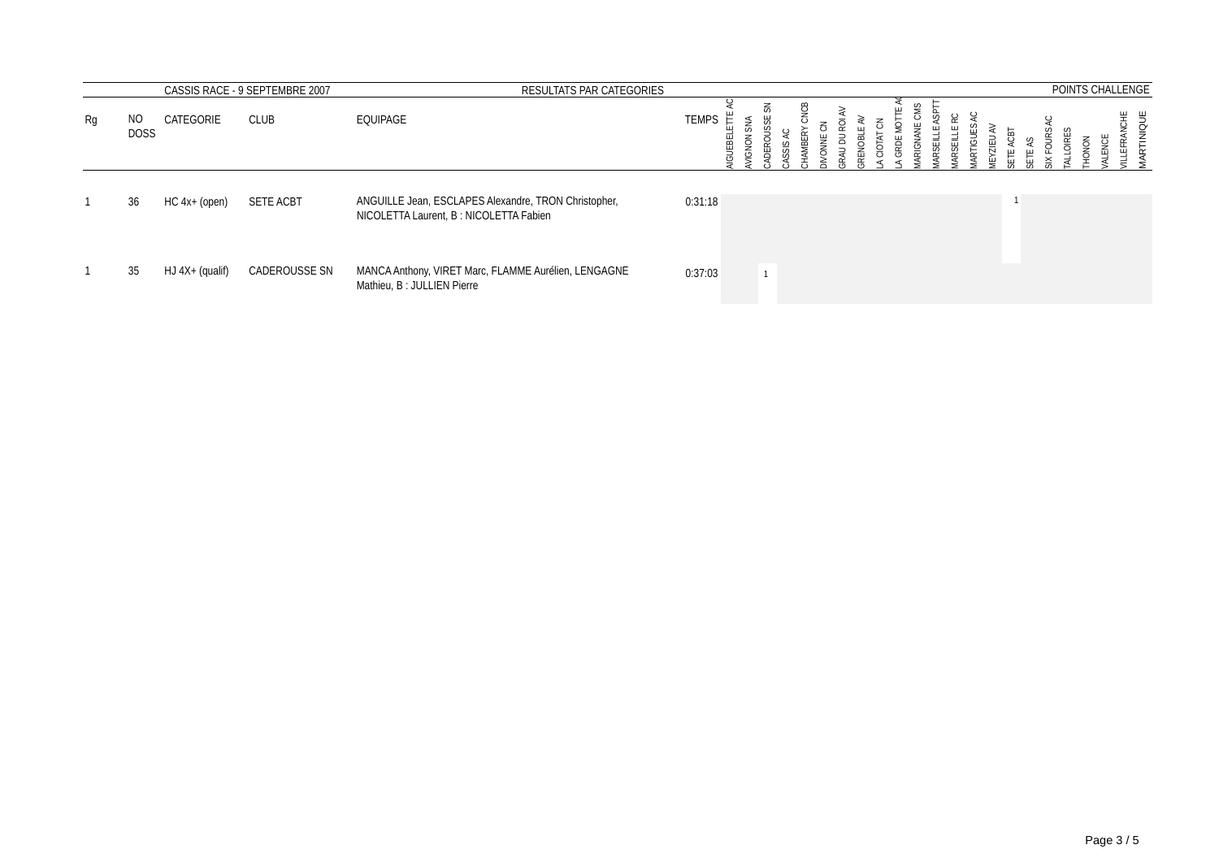| | | CASSIS RACE - 9 SEPTEMBRE 2007 | | RESULTATS PAR CATEGORIES | | | | | | | | | | | | | | | | | | | | | | | POINTS CHALLENGE |
|---|---|---|---|---|---|---|---|---|---|---|---|---|---|---|---|---|---|---|---|---|---|---|---|---|---|---|---|
| Rg | NO DOSS | CATEGORIE | CLUB | EQUIPAGE | TEMPS | AIGUEBELETTE AC | AVIGNON SNA | CADEROUSSE SN | CASSIS AC | CHAMBERY CNCB | DIVONNE CN | GRAU DU ROI AV | GRENOBLE AV | LA CIOTAT CN | LA GRDE MOTTE AC | MARIGNANE CMS | MARSEILLE ASPTT | MARSEILLE RC | MARTIGUES AC | MEYZIEU AV | SETE ACBT | SETE AS | SIX FOURS AC | TALLOIRES | THONON | VALENCE | VILLEFRANCHE | MARTINIQUE |
| 1 | 36 | HC 4x+ (open) | SETE ACBT | ANGUILLE Jean, ESCLAPES Alexandre, TRON Christopher, NICOLETTA Laurent, B : NICOLETTA Fabien | 0:31:18 | | | | | | | | | | | | | | | | 1 | | | | | | | |
| 1 | 35 | HJ 4X+ (qualif) | CADEROUSSE SN | MANCA Anthony, VIRET Marc, FLAMME Aurélien, LENGAGNE Mathieu, B : JULLIEN Pierre | 0:37:03 | | | 1 | | | | | | | | | | | | | | | | | | | | |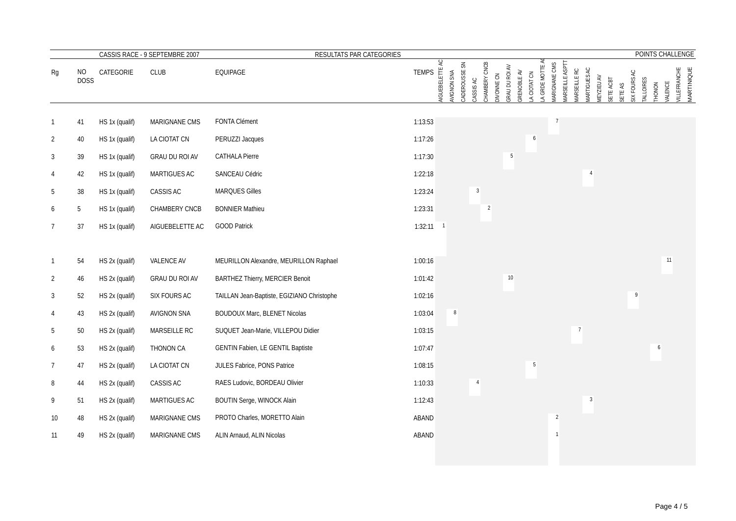CASSIS RACE - 9 SEPTEMBRE 2007 — RESULTATS PAR CATEGORIES — POINTS CHALLENGE

| Rg | NO DOSS | CATEGORIE | CLUB | EQUIPAGE | TEMPS | AIGUEBELETTE AC | AVIGNON SNA | CADEROUSSE SN | CASSIS AC | CHAMBERY CNCB | DIVONNE CN | GRAU DU ROI AV | GRENOBLE AV | LA CIOTAT CN | LA GRDE MOTTE AC | MARIGNANE CMS | MARSEILLE ASPTT | MARSEILLE RC | MARTIGUES AC | MEYZIEU AV | SETE ACBT | SETE AS | SIX FOURS AC | TALLOIRES | THONON | VALENCE | VILLEFRANCHE | MARTINIQUE |
|---|---|---|---|---|---|---|---|---|---|---|---|---|---|---|---|---|---|---|---|---|---|---|---|---|---|---|---|---|
| 1 | 41 | HS 1x (qualif) | MARIGNANE CMS | FONTA Clément | 1:13:53 | | | | | | | | | | | 7 | | | | | | | | | | | | |
| 2 | 40 | HS 1x (qualif) | LA CIOTAT CN | PERUZZI Jacques | 1:17:26 | | | | | | | | | 6 | | | | | | | | | | | | | | |
| 3 | 39 | HS 1x (qualif) | GRAU DU ROI AV | CATHALA Pierre | 1:17:30 | | | | | | | 5 | | | | | | | | | | | | | | | | |
| 4 | 42 | HS 1x (qualif) | MARTIGUES AC | SANCEAU Cédric | 1:22:18 | | | | | | | | | | | | | | 4 | | | | | | | | | |
| 5 | 38 | HS 1x (qualif) | CASSIS AC | MARQUES Gilles | 1:23:24 | | | | 3 | | | | | | | | | | | | | | | | | | | |
| 6 | 5 | HS 1x (qualif) | CHAMBERY CNCB | BONNIER Mathieu | 1:23:31 | | | | | 2 | | | | | | | | | | | | | | | | | | |
| 7 | 37 | HS 1x (qualif) | AIGUEBELETTE AC | GOOD Patrick | 1:32:11 | 1 | | | | | | | | | | | | | | | | | | | | | | |
| | | | | | | | | | | | | | | | | | | | | | | | | | | | | |
| 1 | 54 | HS 2x (qualif) | VALENCE AV | MEURILLON Alexandre, MEURILLON Raphael | 1:00:16 | | | | | | | | | | | | | | | | | | | | | 11 | | |
| 2 | 46 | HS 2x (qualif) | GRAU DU ROI AV | BARTHEZ Thierry, MERCIER Benoit | 1:01:42 | | | | | | | 10 | | | | | | | | | | | | | | | | |
| 3 | 52 | HS 2x (qualif) | SIX FOURS AC | TAILLAN Jean-Baptiste, EGIZIANO Christophe | 1:02:16 | | | | | | | | | | | | | | | | | | 9 | | | | | |
| 4 | 43 | HS 2x (qualif) | AVIGNON SNA | BOUDOUX Marc, BLENET Nicolas | 1:03:04 | | 8 | | | | | | | | | | | | | | | | | | | | | |
| 5 | 50 | HS 2x (qualif) | MARSEILLE RC | SUQUET Jean-Marie, VILLEPOU Didier | 1:03:15 | | | | | | | | | | | | | 7 | | | | | | | | | | |
| 6 | 53 | HS 2x (qualif) | THONON CA | GENTIN Fabien, LE GENTIL Baptiste | 1:07:47 | | | | | | | | | | | | | | | | | | | | 6 | | | |
| 7 | 47 | HS 2x (qualif) | LA CIOTAT CN | JULES Fabrice, PONS Patrice | 1:08:15 | | | | | | | | | 5 | | | | | | | | | | | | | | |
| 8 | 44 | HS 2x (qualif) | CASSIS AC | RAES Ludovic, BORDEAU Olivier | 1:10:33 | | | | 4 | | | | | | | | | | | | | | | | | | | |
| 9 | 51 | HS 2x (qualif) | MARTIGUES AC | BOUTIN Serge, WINOCK Alain | 1:12:43 | | | | | | | | | | | | | | 3 | | | | | | | | | |
| 10 | 48 | HS 2x (qualif) | MARIGNANE CMS | PROTO Charles, MORETTO Alain | ABAND | | | | | | | | | | | 2 | | | | | | | | | | | | |
| 11 | 49 | HS 2x (qualif) | MARIGNANE CMS | ALIN Arnaud, ALIN Nicolas | ABAND | | | | | | | | | | | 1 | | | | | | | | | | | | |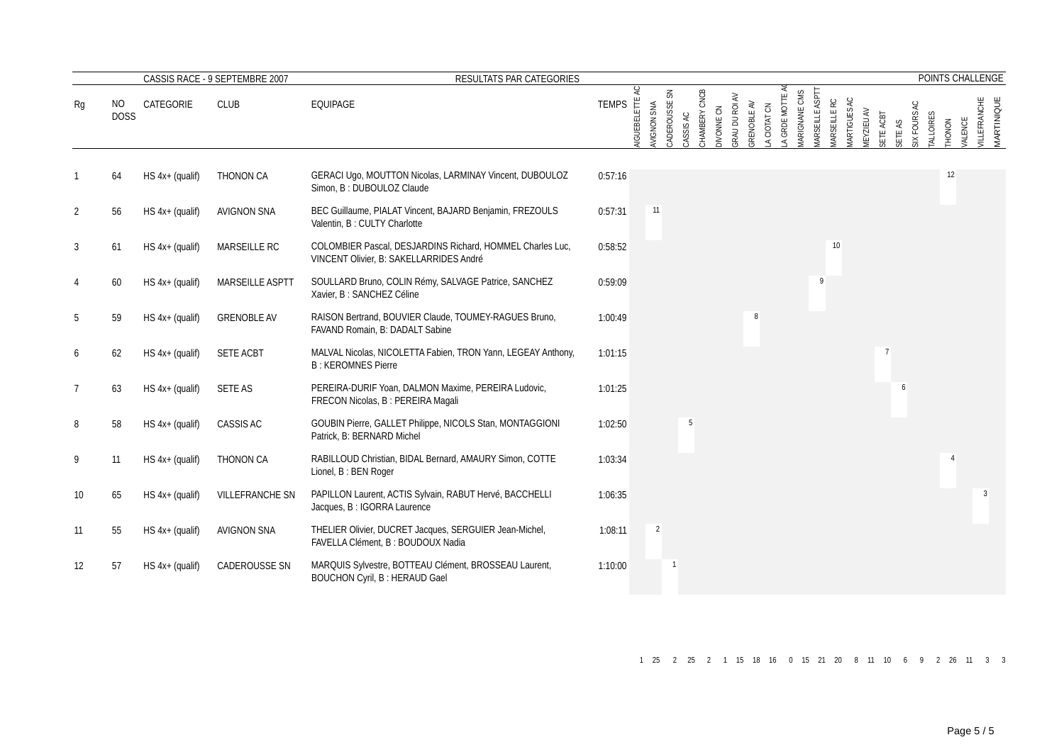CASSIS RACE - 9 SEPTEMBRE 2007

RESULTATS PAR CATEGORIES

POINTS CHALLENGE

| Rg | NO DOSS | CATEGORIE | CLUB | EQUIPAGE | TEMPS | AIGUEBELETTE AC | AVIGNON SNA | CADEROUSSE SN | CASSIS AC | CHAMBERY CNCB | DIVONNE CN | GRAU DU ROI AV | GRENOBLE AV | LA CIOTAT CN | LA GRDE MOTTE AC | MARIGNANE CMS | MARSEILLE ASPTT | MARSEILLE RC | MARTIGUES AC | MEYZIEU AV | SETE ACBT | SETE AS | SIX FOURS AC | TALLOIRES | THONON | VALENCE | VILLEFRANCHE | MARTINIQUE |
|---|---|---|---|---|---|---|---|---|---|---|---|---|---|---|---|---|---|---|---|---|---|---|---|---|---|---|---|---|
| 1 | 64 | HS 4x+ (qualif) | THONON CA | GERACI Ugo, MOUTTON Nicolas, LARMINAY Vincent, DUBOULOZ Simon, B : DUBOULOZ Claude | 0:57:16 | | | | | | | | | | | | | | | | | | | | 12 | | | |
| 2 | 56 | HS 4x+ (qualif) | AVIGNON SNA | BEC Guillaume, PIALAT Vincent, BAJARD Benjamin, FREZOULS Valentin, B : CULTY Charlotte | 0:57:31 | | 11 | | | | | | | | | | | | | | | | | | | | | |
| 3 | 61 | HS 4x+ (qualif) | MARSEILLE RC | COLOMBIER Pascal, DESJARDINS Richard, HOMMEL Charles Luc, VINCENT Olivier, B: SAKELLARRIDES André | 0:58:52 | | | | | | | | | | | | | 10 | | | | | | | | | | |
| 4 | 60 | HS 4x+ (qualif) | MARSEILLE ASPTT | SOULLARD Bruno, COLIN Rémy, SALVAGE Patrice, SANCHEZ Xavier, B : SANCHEZ Céline | 0:59:09 | | | | | | | | | | | | 9 | | | | | | | | | | | |
| 5 | 59 | HS 4x+ (qualif) | GRENOBLE AV | RAISON Bertrand, BOUVIER Claude, TOUMEY-RAGUES Bruno, FAVAND Romain, B: DADALT Sabine | 1:00:49 | | | | | | | | 8 | | | | | | | | | | | | | | | |
| 6 | 62 | HS 4x+ (qualif) | SETE ACBT | MALVAL Nicolas, NICOLETTA Fabien, TRON Yann, LEGEAY Anthony, B : KEROMNES Pierre | 1:01:15 | | | | | | | | | | | | | | | | 7 | | | | | | | |
| 7 | 63 | HS 4x+ (qualif) | SETE AS | PEREIRA-DURIF Yoan, DALMON Maxime, PEREIRA Ludovic, FRECON Nicolas, B : PEREIRA Magali | 1:01:25 | | | | | | | | | | | | | | | | | 6 | | | | | | |
| 8 | 58 | HS 4x+ (qualif) | CASSIS AC | GOUBIN Pierre, GALLET Philippe, NICOLS Stan, MONTAGGIONI Patrick, B: BERNARD Michel | 1:02:50 | | | | 5 | | | | | | | | | | | | | | | | | | | |
| 9 | 11 | HS 4x+ (qualif) | THONON CA | RABILLOUD Christian, BIDAL Bernard, AMAURY Simon, COTTE Lionel, B : BEN Roger | 1:03:34 | | | | | | | | | | | | | | | | | | | | 4 | | | |
| 10 | 65 | HS 4x+ (qualif) | VILLEFRANCHE SN | PAPILLON Laurent, ACTIS Sylvain, RABUT Hervé, BACCHELLI Jacques, B : IGORRA Laurence | 1:06:35 | | | | | | | | | | | | | | | | | | | | | | 3 | |
| 11 | 55 | HS 4x+ (qualif) | AVIGNON SNA | THELIER Olivier, DUCRET Jacques, SERGUIER Jean-Michel, FAVELLA Clément, B : BOUDOUX Nadia | 1:08:11 | | 2 | | | | | | | | | | | | | | | | | | | | | |
| 12 | 57 | HS 4x+ (qualif) | CADEROUSSE SN | MARQUIS Sylvestre, BOTTEAU Clément, BROSSEAU Laurent, BOUCHON Cyril, B : HERAUD Gael | 1:10:00 | | | 1 | | | | | | | | | | | | | | | | | | | | |
| | | | | | | 1 | 25 | 2 | 25 | 2 | 1 | 15 | 18 | 16 | 0 | 15 | 21 | 20 | 8 | 11 | 10 | 6 | 9 | 2 | 26 | 11 | 3 | 3 |